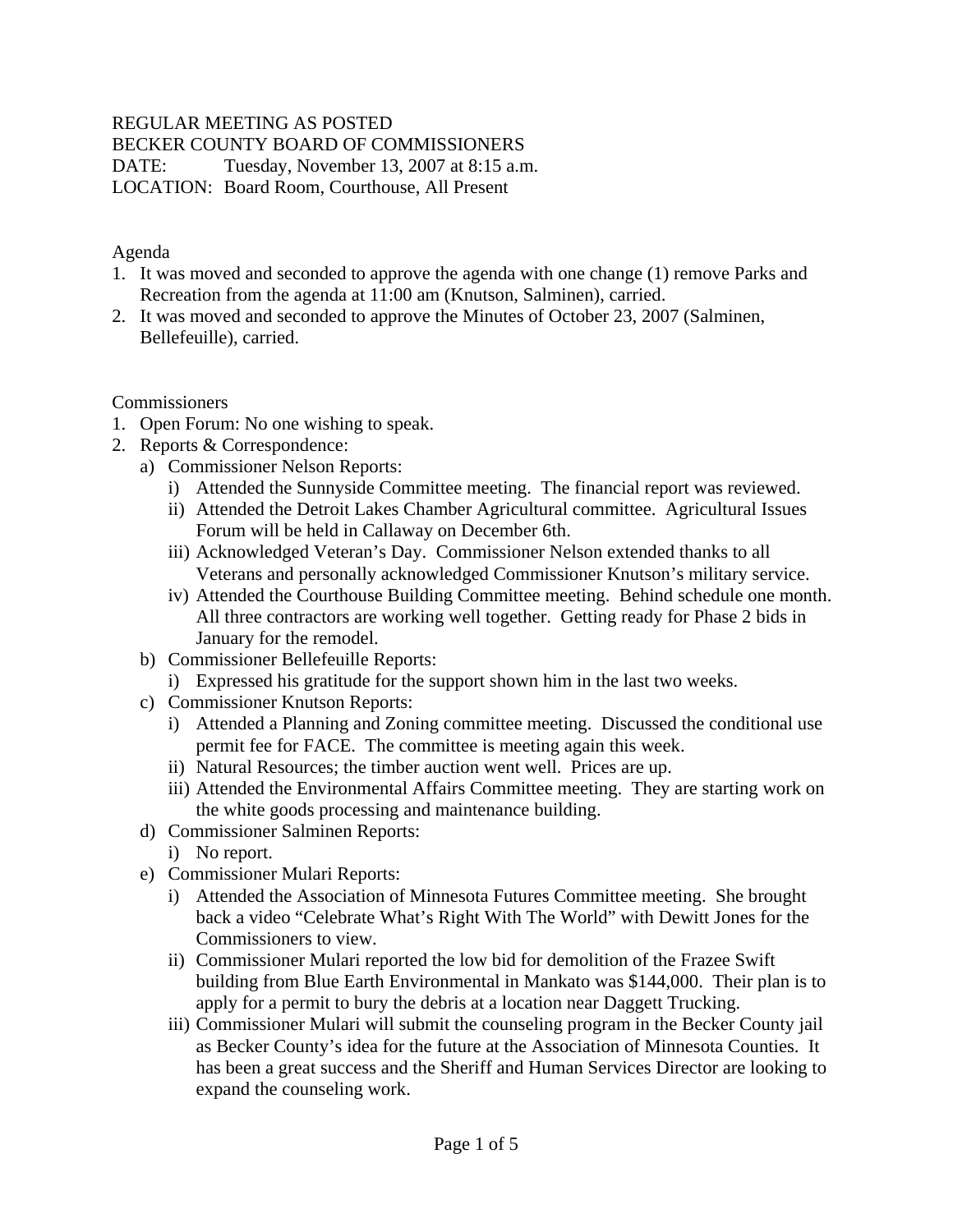REGULAR MEETING AS POSTED
BECKER COUNTY BOARD OF COMMISSIONERS
DATE: Tuesday, November 13, 2007 at 8:15 a.m.
LOCATION: Board Room, Courthouse, All Present

Agenda

1. It was moved and seconded to approve the agenda with one change (1) remove Parks and Recreation from the agenda at 11:00 am (Knutson, Salminen), carried.
2. It was moved and seconded to approve the Minutes of October 23, 2007 (Salminen, Bellefeuille), carried.

Commissioners

1. Open Forum: No one wishing to speak.
2. Reports & Correspondence:
   a) Commissioner Nelson Reports:
      i) Attended the Sunnyside Committee meeting. The financial report was reviewed.
      ii) Attended the Detroit Lakes Chamber Agricultural committee. Agricultural Issues Forum will be held in Callaway on December 6th.
      iii) Acknowledged Veteran's Day. Commissioner Nelson extended thanks to all Veterans and personally acknowledged Commissioner Knutson's military service.
      iv) Attended the Courthouse Building Committee meeting. Behind schedule one month. All three contractors are working well together. Getting ready for Phase 2 bids in January for the remodel.
   b) Commissioner Bellefeuille Reports:
      i) Expressed his gratitude for the support shown him in the last two weeks.
   c) Commissioner Knutson Reports:
      i) Attended a Planning and Zoning committee meeting. Discussed the conditional use permit fee for FACE. The committee is meeting again this week.
      ii) Natural Resources; the timber auction went well. Prices are up.
      iii) Attended the Environmental Affairs Committee meeting. They are starting work on the white goods processing and maintenance building.
   d) Commissioner Salminen Reports:
      i) No report.
   e) Commissioner Mulari Reports:
      i) Attended the Association of Minnesota Futures Committee meeting. She brought back a video "Celebrate What's Right With The World" with Dewitt Jones for the Commissioners to view.
      ii) Commissioner Mulari reported the low bid for demolition of the Frazee Swift building from Blue Earth Environmental in Mankato was $144,000. Their plan is to apply for a permit to bury the debris at a location near Daggett Trucking.
      iii) Commissioner Mulari will submit the counseling program in the Becker County jail as Becker County's idea for the future at the Association of Minnesota Counties. It has been a great success and the Sheriff and Human Services Director are looking to expand the counseling work.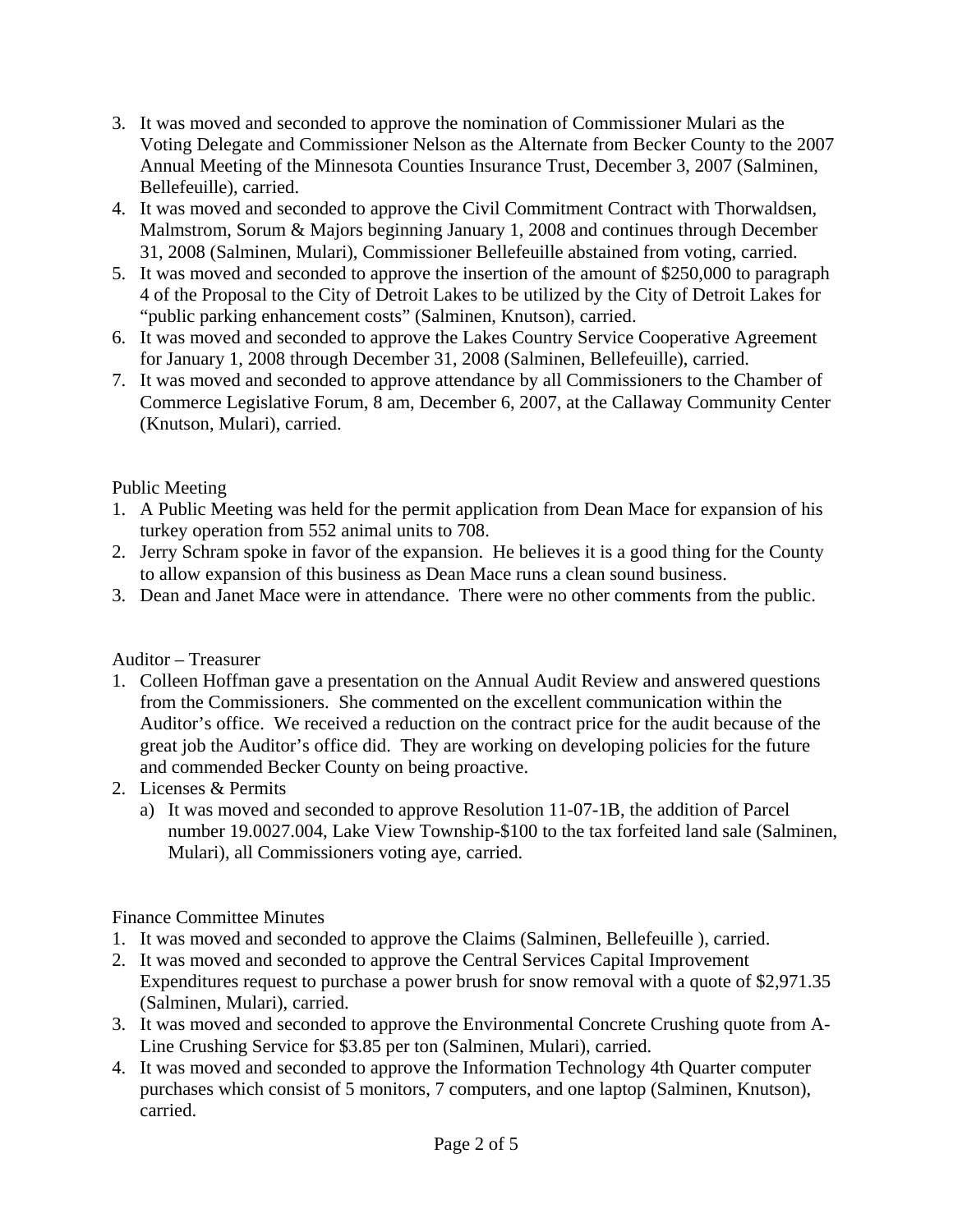3. It was moved and seconded to approve the nomination of Commissioner Mulari as the Voting Delegate and Commissioner Nelson as the Alternate from Becker County to the 2007 Annual Meeting of the Minnesota Counties Insurance Trust, December 3, 2007 (Salminen, Bellefeuille), carried.
4. It was moved and seconded to approve the Civil Commitment Contract with Thorwaldsen, Malmstrom, Sorum & Majors beginning January 1, 2008 and continues through December 31, 2008 (Salminen, Mulari), Commissioner Bellefeuille abstained from voting, carried.
5. It was moved and seconded to approve the insertion of the amount of $250,000 to paragraph 4 of the Proposal to the City of Detroit Lakes to be utilized by the City of Detroit Lakes for "public parking enhancement costs" (Salminen, Knutson), carried.
6. It was moved and seconded to approve the Lakes Country Service Cooperative Agreement for January 1, 2008 through December 31, 2008 (Salminen, Bellefeuille), carried.
7. It was moved and seconded to approve attendance by all Commissioners to the Chamber of Commerce Legislative Forum, 8 am, December 6, 2007, at the Callaway Community Center (Knutson, Mulari), carried.

Public Meeting

1. A Public Meeting was held for the permit application from Dean Mace for expansion of his turkey operation from 552 animal units to 708.
2. Jerry Schram spoke in favor of the expansion. He believes it is a good thing for the County to allow expansion of this business as Dean Mace runs a clean sound business.
3. Dean and Janet Mace were in attendance. There were no other comments from the public.

Auditor – Treasurer

1. Colleen Hoffman gave a presentation on the Annual Audit Review and answered questions from the Commissioners. She commented on the excellent communication within the Auditor's office. We received a reduction on the contract price for the audit because of the great job the Auditor's office did. They are working on developing policies for the future and commended Becker County on being proactive.
2. Licenses & Permits
   a) It was moved and seconded to approve Resolution 11-07-1B, the addition of Parcel number 19.0027.004, Lake View Township-$100 to the tax forfeited land sale (Salminen, Mulari), all Commissioners voting aye, carried.

Finance Committee Minutes

1. It was moved and seconded to approve the Claims (Salminen, Bellefeuille ), carried.
2. It was moved and seconded to approve the Central Services Capital Improvement Expenditures request to purchase a power brush for snow removal with a quote of $2,971.35 (Salminen, Mulari), carried.
3. It was moved and seconded to approve the Environmental Concrete Crushing quote from A-Line Crushing Service for $3.85 per ton (Salminen, Mulari), carried.
4. It was moved and seconded to approve the Information Technology 4th Quarter computer purchases which consist of 5 monitors, 7 computers, and one laptop (Salminen, Knutson), carried.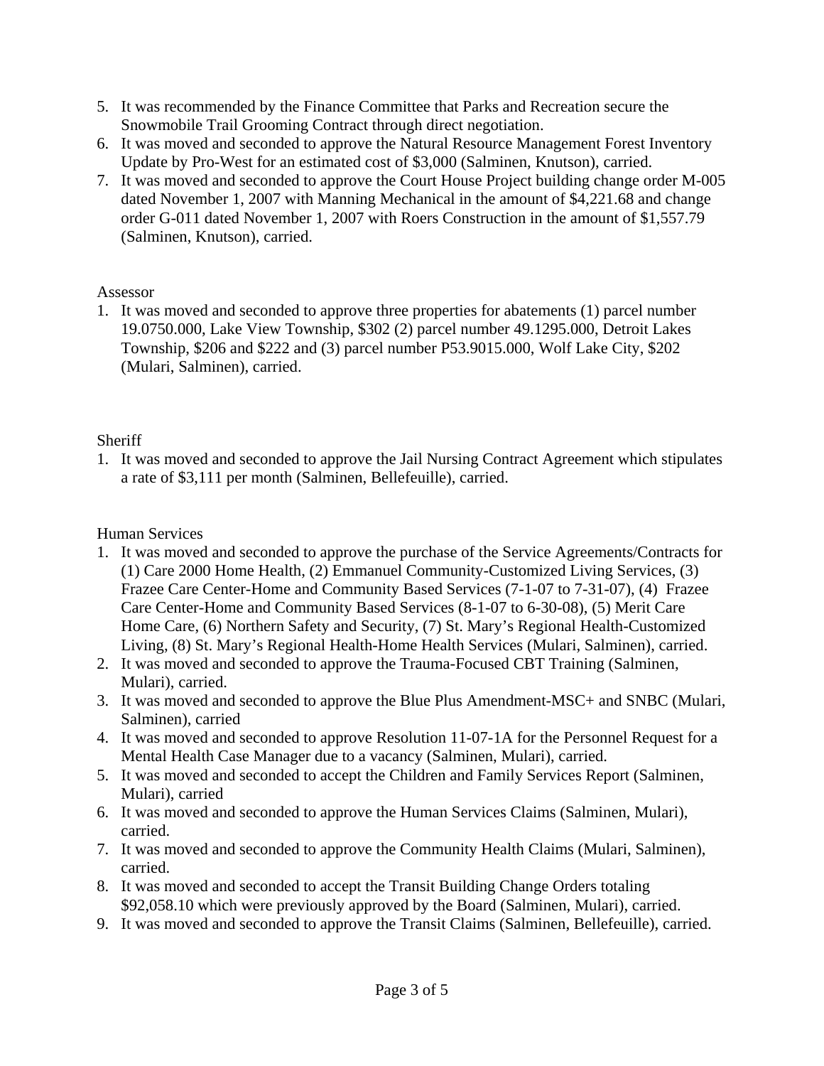5. It was recommended by the Finance Committee that Parks and Recreation secure the Snowmobile Trail Grooming Contract through direct negotiation.
6. It was moved and seconded to approve the Natural Resource Management Forest Inventory Update by Pro-West for an estimated cost of $3,000 (Salminen, Knutson), carried.
7. It was moved and seconded to approve the Court House Project building change order M-005 dated November 1, 2007 with Manning Mechanical in the amount of $4,221.68 and change order G-011 dated November 1, 2007 with Roers Construction in the amount of $1,557.79 (Salminen, Knutson), carried.

Assessor

1. It was moved and seconded to approve three properties for abatements (1) parcel number 19.0750.000, Lake View Township, $302 (2) parcel number 49.1295.000, Detroit Lakes Township, $206 and $222 and (3) parcel number P53.9015.000, Wolf Lake City, $202 (Mulari, Salminen), carried.

Sheriff

1. It was moved and seconded to approve the Jail Nursing Contract Agreement which stipulates a rate of $3,111 per month (Salminen, Bellefeuille), carried.

Human Services

1. It was moved and seconded to approve the purchase of the Service Agreements/Contracts for (1) Care 2000 Home Health, (2) Emmanuel Community-Customized Living Services, (3) Frazee Care Center-Home and Community Based Services (7-1-07 to 7-31-07), (4) Frazee Care Center-Home and Community Based Services (8-1-07 to 6-30-08), (5) Merit Care Home Care, (6) Northern Safety and Security, (7) St. Mary's Regional Health-Customized Living, (8) St. Mary's Regional Health-Home Health Services (Mulari, Salminen), carried.
2. It was moved and seconded to approve the Trauma-Focused CBT Training (Salminen, Mulari), carried.
3. It was moved and seconded to approve the Blue Plus Amendment-MSC+ and SNBC (Mulari, Salminen), carried
4. It was moved and seconded to approve Resolution 11-07-1A for the Personnel Request for a Mental Health Case Manager due to a vacancy (Salminen, Mulari), carried.
5. It was moved and seconded to accept the Children and Family Services Report (Salminen, Mulari), carried
6. It was moved and seconded to approve the Human Services Claims (Salminen, Mulari), carried.
7. It was moved and seconded to approve the Community Health Claims (Mulari, Salminen), carried.
8. It was moved and seconded to accept the Transit Building Change Orders totaling $92,058.10 which were previously approved by the Board (Salminen, Mulari), carried.
9. It was moved and seconded to approve the Transit Claims (Salminen, Bellefeuille), carried.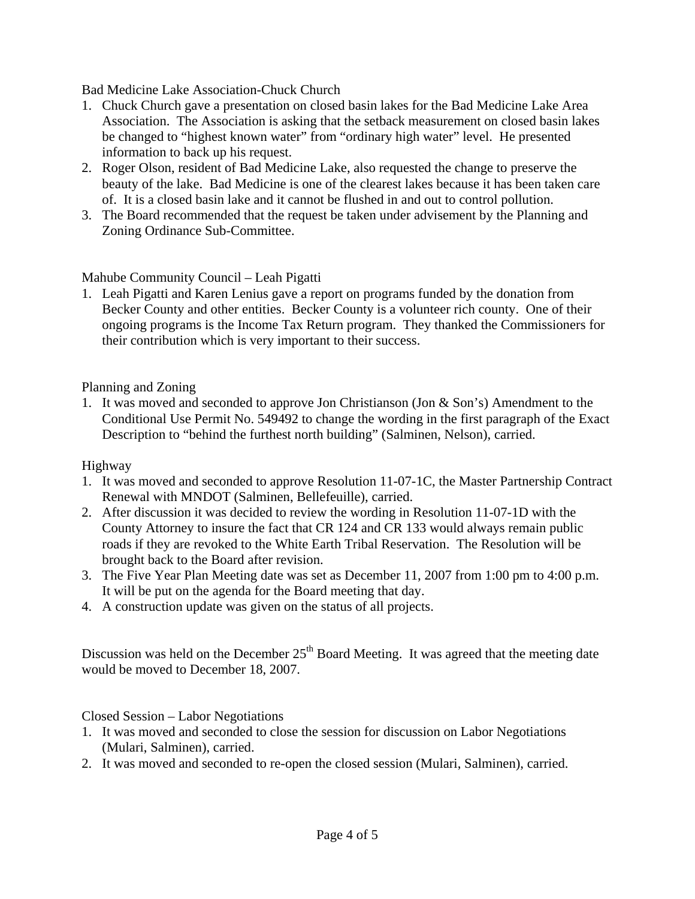Bad Medicine Lake Association-Chuck Church

1. Chuck Church gave a presentation on closed basin lakes for the Bad Medicine Lake Area Association. The Association is asking that the setback measurement on closed basin lakes be changed to "highest known water" from "ordinary high water" level. He presented information to back up his request.
2. Roger Olson, resident of Bad Medicine Lake, also requested the change to preserve the beauty of the lake. Bad Medicine is one of the clearest lakes because it has been taken care of. It is a closed basin lake and it cannot be flushed in and out to control pollution.
3. The Board recommended that the request be taken under advisement by the Planning and Zoning Ordinance Sub-Committee.

Mahube Community Council – Leah Pigatti

1. Leah Pigatti and Karen Lenius gave a report on programs funded by the donation from Becker County and other entities. Becker County is a volunteer rich county. One of their ongoing programs is the Income Tax Return program. They thanked the Commissioners for their contribution which is very important to their success.

Planning and Zoning

1. It was moved and seconded to approve Jon Christianson (Jon & Son's) Amendment to the Conditional Use Permit No. 549492 to change the wording in the first paragraph of the Exact Description to "behind the furthest north building" (Salminen, Nelson), carried.

Highway

1. It was moved and seconded to approve Resolution 11-07-1C, the Master Partnership Contract Renewal with MNDOT (Salminen, Bellefeuille), carried.
2. After discussion it was decided to review the wording in Resolution 11-07-1D with the County Attorney to insure the fact that CR 124 and CR 133 would always remain public roads if they are revoked to the White Earth Tribal Reservation. The Resolution will be brought back to the Board after revision.
3. The Five Year Plan Meeting date was set as December 11, 2007 from 1:00 pm to 4:00 p.m. It will be put on the agenda for the Board meeting that day.
4. A construction update was given on the status of all projects.

Discussion was held on the December 25th Board Meeting. It was agreed that the meeting date would be moved to December 18, 2007.

Closed Session – Labor Negotiations

1. It was moved and seconded to close the session for discussion on Labor Negotiations (Mulari, Salminen), carried.
2. It was moved and seconded to re-open the closed session (Mulari, Salminen), carried.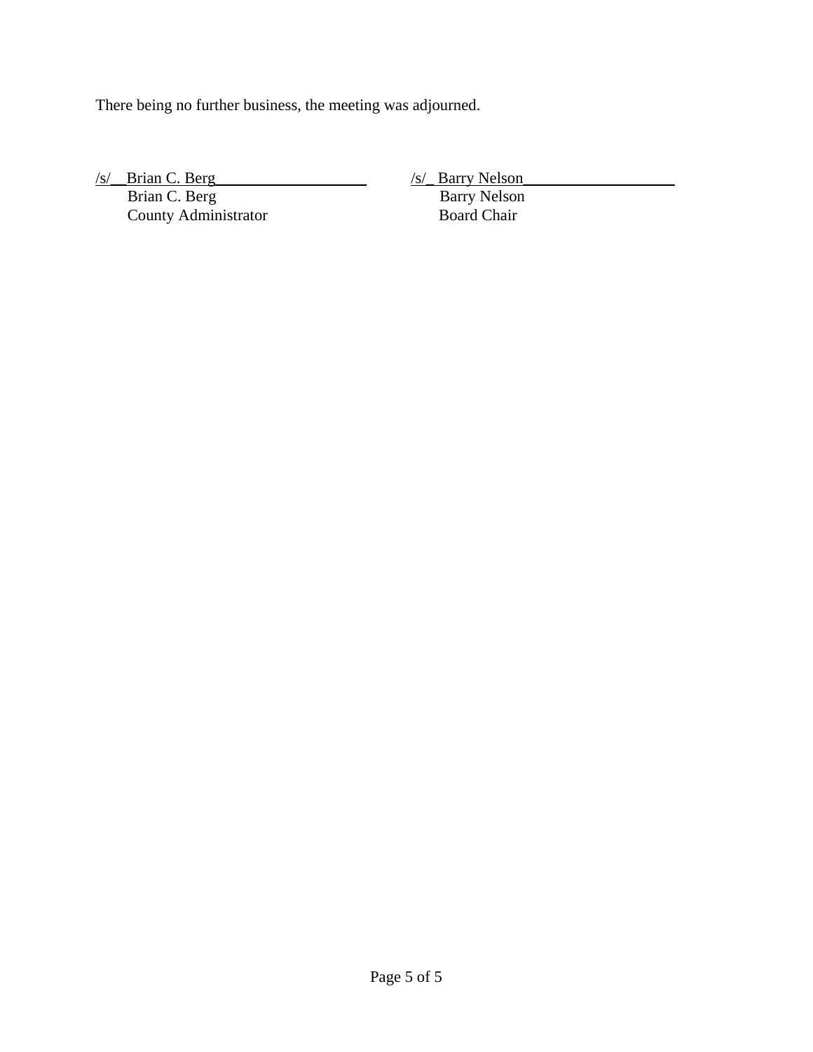There being no further business, the meeting was adjourned.

| | |
|---|---|
| /s/__Brian C. Berg___________________ | /s/_ Barry Nelson___________________ |
| Brian C. Berg | Barry Nelson |
| County Administrator | Board Chair |